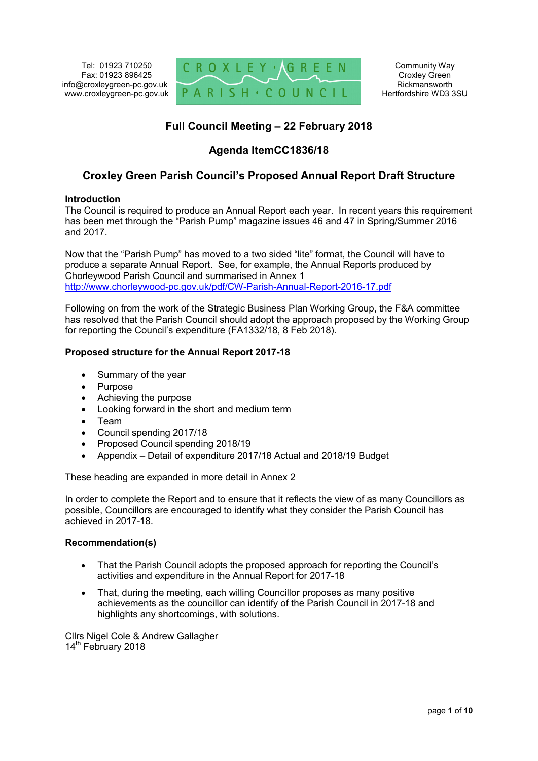Tel: 01923 710250
Fax: 01923 896425
info@croxleygreen-pc.gov.uk
www.croxleygreen-pc.gov.uk

CROXLEY GREEN PARISH COUNCIL

Community Way
Croxley Green
Rickmansworth
Hertfordshire WD3 3SU

## Full Council Meeting – 22 February 2018

## Agenda ItemCC1836/18

## Croxley Green Parish Council's Proposed Annual Report Draft Structure

**Introduction**

The Council is required to produce an Annual Report each year. In recent years this requirement has been met through the "Parish Pump" magazine issues 46 and 47 in Spring/Summer 2016 and 2017.

Now that the "Parish Pump" has moved to a two sided "lite" format, the Council will have to produce a separate Annual Report. See, for example, the Annual Reports produced by Chorleywood Parish Council and summarised in Annex 1
http://www.chorleywood-pc.gov.uk/pdf/CW-Parish-Annual-Report-2016-17.pdf

Following on from the work of the Strategic Business Plan Working Group, the F&A committee has resolved that the Parish Council should adopt the approach proposed by the Working Group for reporting the Council's expenditure (FA1332/18, 8 Feb 2018).

**Proposed structure for the Annual Report 2017-18**

- Summary of the year
- Purpose
- Achieving the purpose
- Looking forward in the short and medium term
- Team
- Council spending 2017/18
- Proposed Council spending 2018/19
- Appendix – Detail of expenditure 2017/18 Actual and 2018/19 Budget

These heading are expanded in more detail in Annex 2

In order to complete the Report and to ensure that it reflects the view of as many Councillors as possible, Councillors are encouraged to identify what they consider the Parish Council has achieved in 2017-18.

**Recommendation(s)**

- That the Parish Council adopts the proposed approach for reporting the Council's activities and expenditure in the Annual Report for 2017-18
- That, during the meeting, each willing Councillor proposes as many positive achievements as the councillor can identify of the Parish Council in 2017-18 and highlights any shortcomings, with solutions.

Cllrs Nigel Cole & Andrew Gallagher
14th February 2018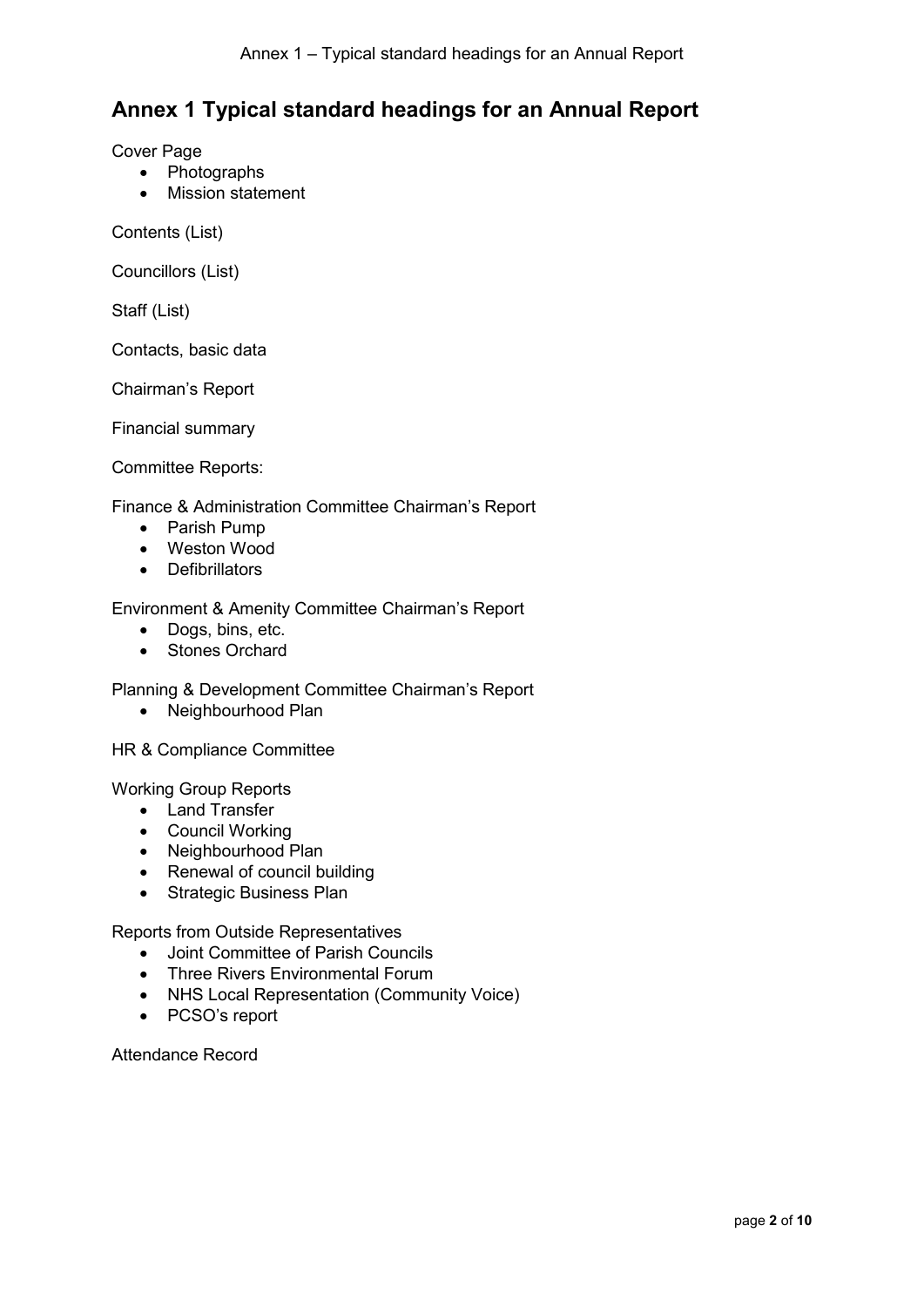# Annex 1 Typical standard headings for an Annual Report

Cover Page

- Photographs
- Mission statement

Contents (List)

Councillors (List)

Staff (List)

Contacts, basic data

Chairman's Report

Financial summary

Committee Reports:

Finance & Administration Committee Chairman's Report

- Parish Pump
- Weston Wood
- Defibrillators

Environment & Amenity Committee Chairman's Report

- Dogs, bins, etc.
- Stones Orchard

Planning & Development Committee Chairman's Report

- Neighbourhood Plan

HR & Compliance Committee

Working Group Reports

- Land Transfer
- Council Working
- Neighbourhood Plan
- Renewal of council building
- Strategic Business Plan

Reports from Outside Representatives

- Joint Committee of Parish Councils
- Three Rivers Environmental Forum
- NHS Local Representation (Community Voice)
- PCSO's report

Attendance Record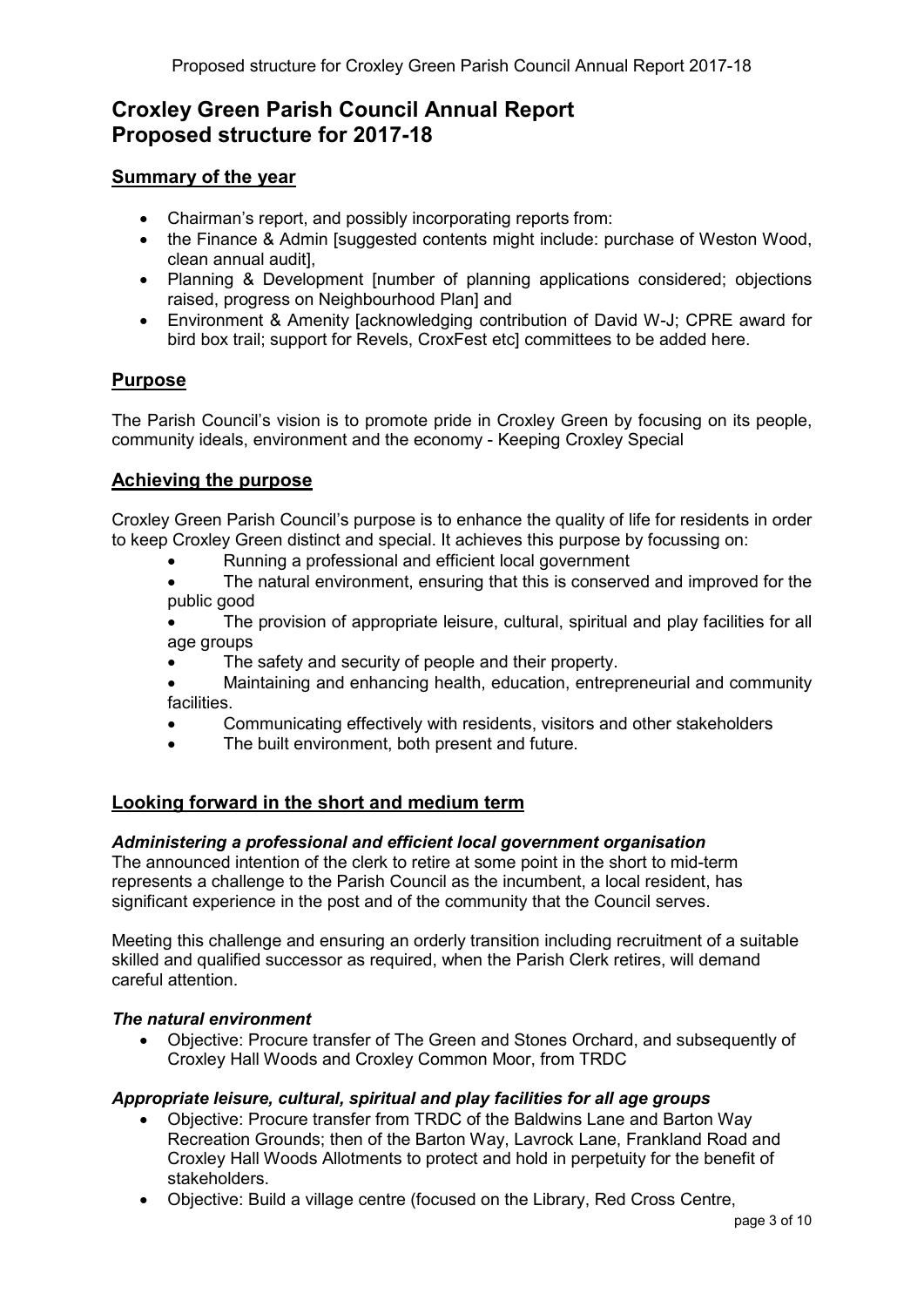# Croxley Green Parish Council Annual Report
# Proposed structure for 2017-18

## Summary of the year

- Chairman's report, and possibly incorporating reports from:
- the Finance & Admin [suggested contents might include: purchase of Weston Wood, clean annual audit],
- Planning & Development [number of planning applications considered; objections raised, progress on Neighbourhood Plan] and
- Environment & Amenity [acknowledging contribution of David W-J; CPRE award for bird box trail; support for Revels, CroxFest etc] committees to be added here.

## Purpose

The Parish Council's vision is to promote pride in Croxley Green by focusing on its people, community ideals, environment and the economy - Keeping Croxley Special

## Achieving the purpose

Croxley Green Parish Council's purpose is to enhance the quality of life for residents in order to keep Croxley Green distinct and special. It achieves this purpose by focussing on:

- Running a professional and efficient local government
- The natural environment, ensuring that this is conserved and improved for the public good
- The provision of appropriate leisure, cultural, spiritual and play facilities for all age groups
- The safety and security of people and their property.
- Maintaining and enhancing health, education, entrepreneurial and community facilities.
- Communicating effectively with residents, visitors and other stakeholders
- The built environment, both present and future.

## Looking forward in the short and medium term

### *Administering a professional and efficient local government organisation*

The announced intention of the clerk to retire at some point in the short to mid-term represents a challenge to the Parish Council as the incumbent, a local resident, has significant experience in the post and of the community that the Council serves.

Meeting this challenge and ensuring an orderly transition including recruitment of a suitable skilled and qualified successor as required, when the Parish Clerk retires, will demand careful attention.

### *The natural environment*

- Objective: Procure transfer of The Green and Stones Orchard, and subsequently of Croxley Hall Woods and Croxley Common Moor, from TRDC

### *Appropriate leisure, cultural, spiritual and play facilities for all age groups*

- Objective: Procure transfer from TRDC of the Baldwins Lane and Barton Way Recreation Grounds; then of the Barton Way, Lavrock Lane, Frankland Road and Croxley Hall Woods Allotments to protect and hold in perpetuity for the benefit of stakeholders.
- Objective: Build a village centre (focused on the Library, Red Cross Centre,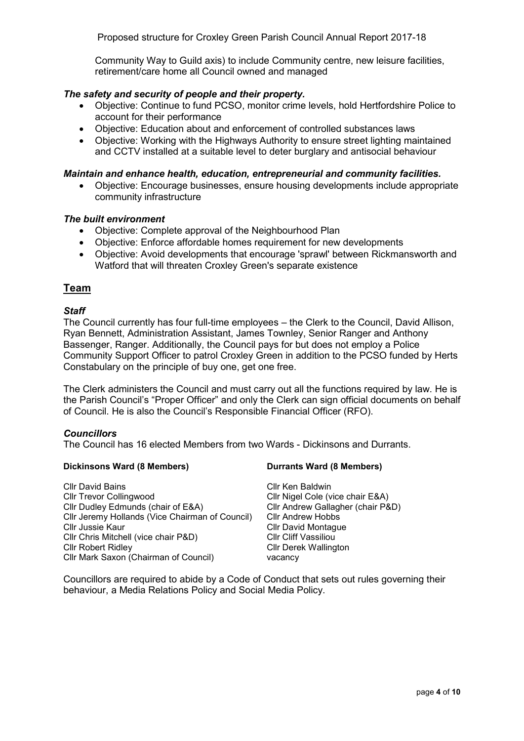Community Way to Guild axis) to include Community centre, new leisure facilities, retirement/care home all Council owned and managed

***The safety and security of people and their property.***

- Objective: Continue to fund PCSO, monitor crime levels, hold Hertfordshire Police to account for their performance
- Objective: Education about and enforcement of controlled substances laws
- Objective: Working with the Highways Authority to ensure street lighting maintained and CCTV installed at a suitable level to deter burglary and antisocial behaviour

***Maintain and enhance health, education, entrepreneurial and community facilities.***

- Objective: Encourage businesses, ensure housing developments include appropriate community infrastructure

***The built environment***

- Objective: Complete approval of the Neighbourhood Plan
- Objective: Enforce affordable homes requirement for new developments
- Objective: Avoid developments that encourage 'sprawl' between Rickmansworth and Watford that will threaten Croxley Green's separate existence

## Team

### *Staff*

The Council currently has four full-time employees – the Clerk to the Council, David Allison, Ryan Bennett, Administration Assistant, James Townley, Senior Ranger and Anthony Bassenger, Ranger. Additionally, the Council pays for but does not employ a Police Community Support Officer to patrol Croxley Green in addition to the PCSO funded by Herts Constabulary on the principle of buy one, get one free.

The Clerk administers the Council and must carry out all the functions required by law. He is the Parish Council's "Proper Officer" and only the Clerk can sign official documents on behalf of Council. He is also the Council's Responsible Financial Officer (RFO).

### *Councillors*

The Council has 16 elected Members from two Wards - Dickinsons and Durrants.

| **Dickinsons Ward (8 Members)** | **Durrants Ward (8 Members)** |
|---|---|
| Cllr David Bains | Cllr Ken Baldwin |
| Cllr Trevor Collingwood | Cllr Nigel Cole (vice chair E&A) |
| Cllr Dudley Edmunds (chair of E&A) | Cllr Andrew Gallagher (chair P&D) |
| Cllr Jeremy Hollands (Vice Chairman of Council) | Cllr Andrew Hobbs |
| Cllr Jussie Kaur | Cllr David Montague |
| Cllr Chris Mitchell (vice chair P&D) | Cllr Cliff Vassiliou |
| Cllr Robert Ridley | Cllr Derek Wallington |
| Cllr Mark Saxon (Chairman of Council) | vacancy |

Councillors are required to abide by a Code of Conduct that sets out rules governing their behaviour, a Media Relations Policy and Social Media Policy.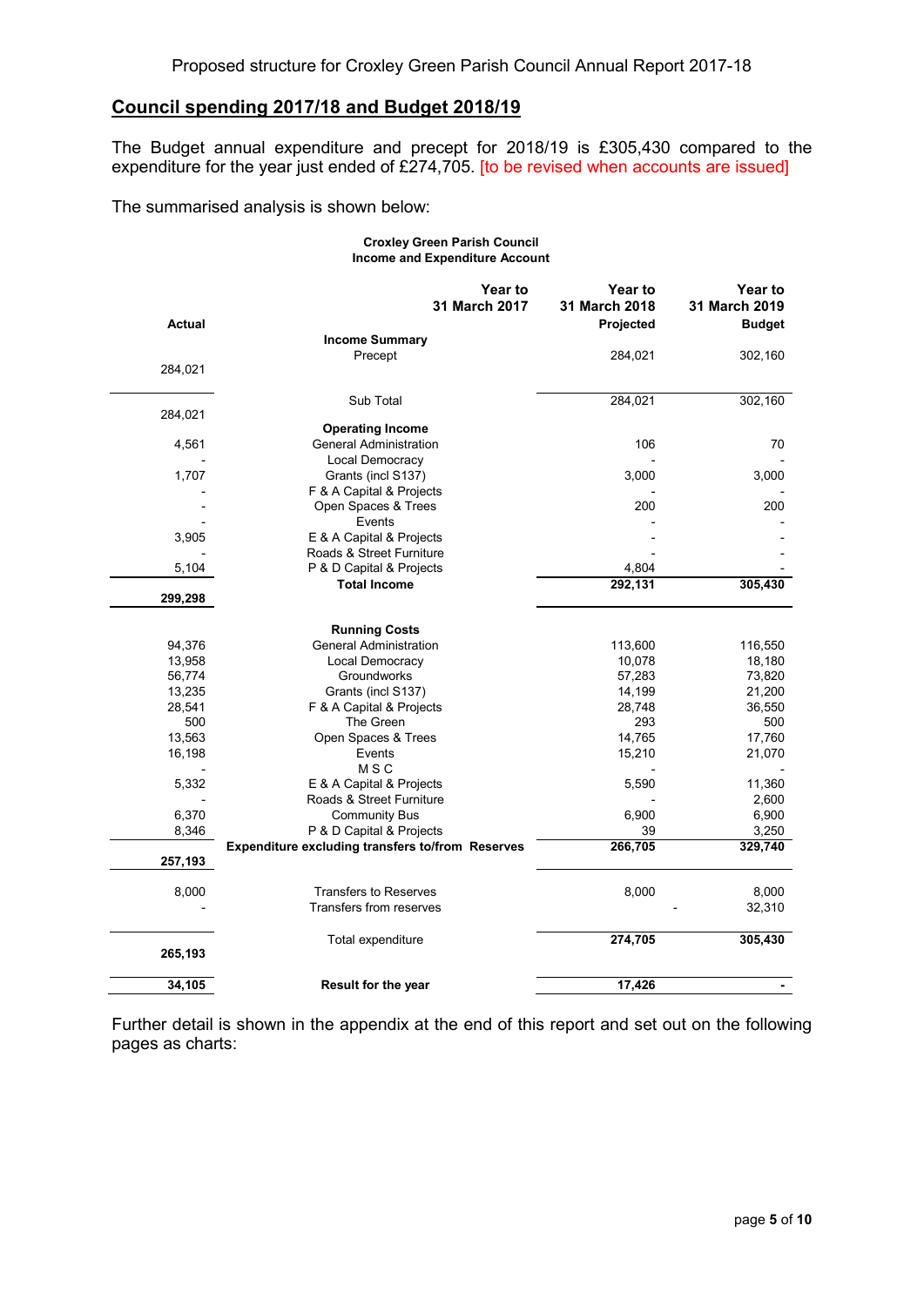Proposed structure for Croxley Green Parish Council Annual Report 2017-18

## Council spending 2017/18 and Budget 2018/19

The Budget annual expenditure and precept for 2018/19 is £305,430 compared to the expenditure for the year just ended of £274,705. [to be revised when accounts are issued]

The summarised analysis is shown below:

**Croxley Green Parish Council**
**Income and Expenditure Account**

| Year to 31 March 2017 Actual | | Year to 31 March 2018 Projected | Year to 31 March 2019 Budget |
|---|---|---|---|
| | **Income Summary** | | |
| 284,021 | Precept | 284,021 | 302,160 |
| 284,021 | Sub Total | 284,021 | 302,160 |
| | **Operating Income** | | |
| 4,561 | General Administration | 106 | 70 |
| - | Local Democracy | - | - |
| 1,707 | Grants (incl S137) | 3,000 | 3,000 |
| - | F & A Capital & Projects | - | - |
| - | Open Spaces & Trees | 200 | 200 |
| - | Events | - | - |
| 3,905 | E & A Capital & Projects | - | - |
| - | Roads & Street Furniture | - | - |
| 5,104 | P & D Capital & Projects | 4,804 | - |
| **299,298** | **Total Income** | **292,131** | **305,430** |
| | **Running Costs** | | |
| 94,376 | General Administration | 113,600 | 116,550 |
| 13,958 | Local Democracy | 10,078 | 18,180 |
| 56,774 | Groundworks | 57,283 | 73,820 |
| 13,235 | Grants (incl S137) | 14,199 | 21,200 |
| 28,541 | F & A Capital & Projects | 28,748 | 36,550 |
| 500 | The Green | 293 | 500 |
| 13,563 | Open Spaces & Trees | 14,765 | 17,760 |
| 16,198 | Events | 15,210 | 21,070 |
| - | M S C | - | - |
| 5,332 | E & A Capital & Projects | 5,590 | 11,360 |
| - | Roads & Street Furniture | - | 2,600 |
| 6,370 | Community Bus | 6,900 | 6,900 |
| 8,346 | P & D Capital & Projects | 39 | 3,250 |
| **257,193** | **Expenditure excluding transfers to/from Reserves** | **266,705** | **329,740** |
| 8,000 | Transfers to Reserves | 8,000 | 8,000 |
| - | Transfers from reserves | - | 32,310 |
| **265,193** | Total expenditure | **274,705** | **305,430** |
| **34,105** | **Result for the year** | **17,426** | **-** |

Further detail is shown in the appendix at the end of this report and set out on the following pages as charts: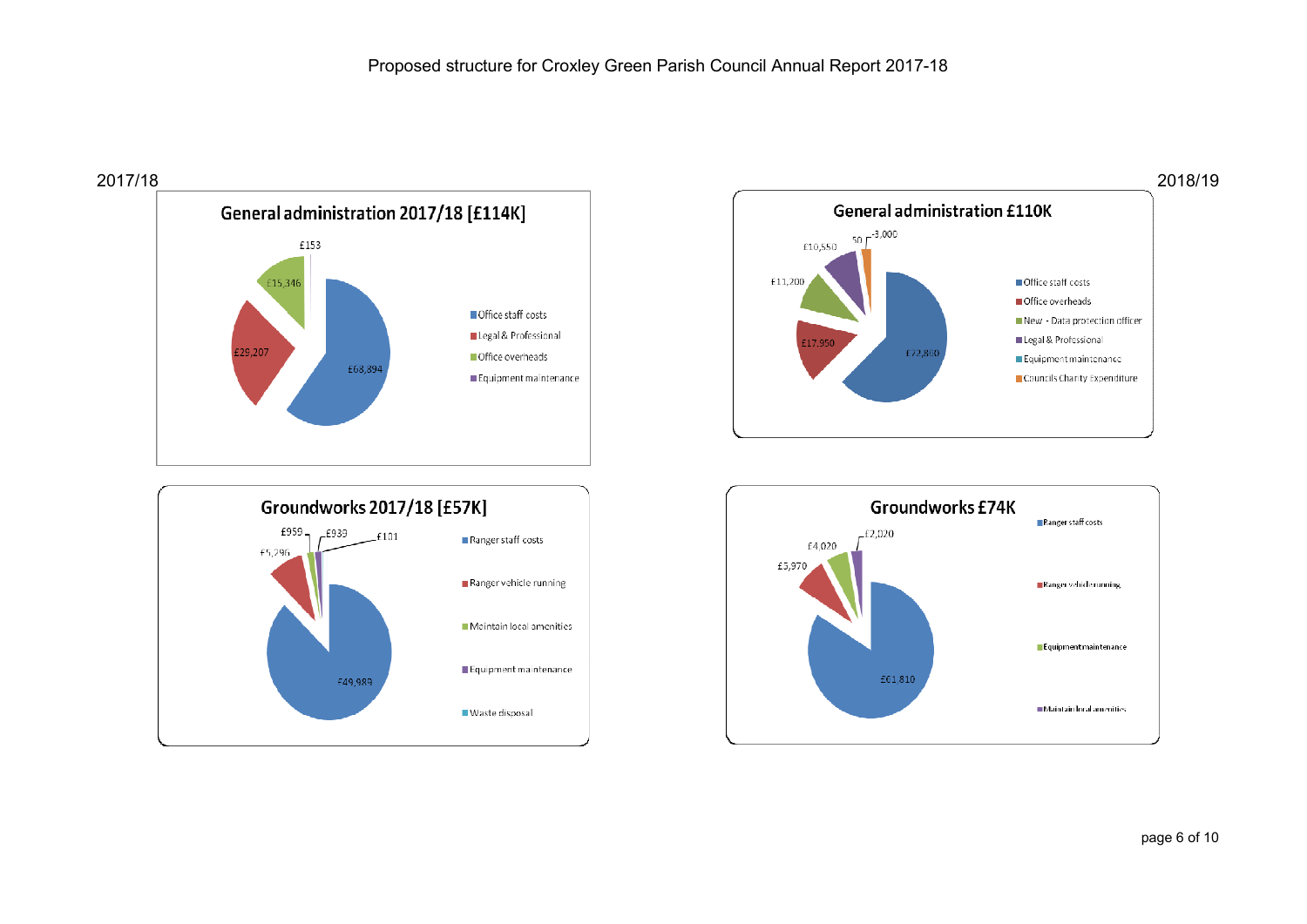# Proposed structure for Croxley Green Parish Council Annual Report 2017-18

## 2017/18

### General administration 2017/18 [£114K]

| Category | Amount |
| --- | --- |
| Office staff costs | £68,894 |
| Legal & Professional | £29,207 |
| Office overheads | £15,346 |
| Equipment maintenance | £153 |

### Groundworks 2017/18 [£57K]

| Category | Amount |
| --- | --- |
| Ranger staff costs | £49,989 |
| Ranger vehicle running | £5,296 |
| Maintain local amenities | £959 |
| Equipment maintenance | £939 |
| Waste disposal | £101 |

## 2018/19

### General administration £110K

| Category | Amount |
| --- | --- |
| Office staff costs | £72,800 |
| Office overheads | £17,950 |
| New - Data protection officer | £11,200 |
| Legal & Professional | £10,550 |
| Equipment maintenance | 50 |
| Councils Charity Expenditure | -3,000 |

### Groundworks £74K

| Category | Amount |
| --- | --- |
| Ranger staff costs | £61,810 |
| Ranger vehicle running | £5,970 |
| Equipment maintenance | £4,020 |
| Maintain local amenities | £2,020 |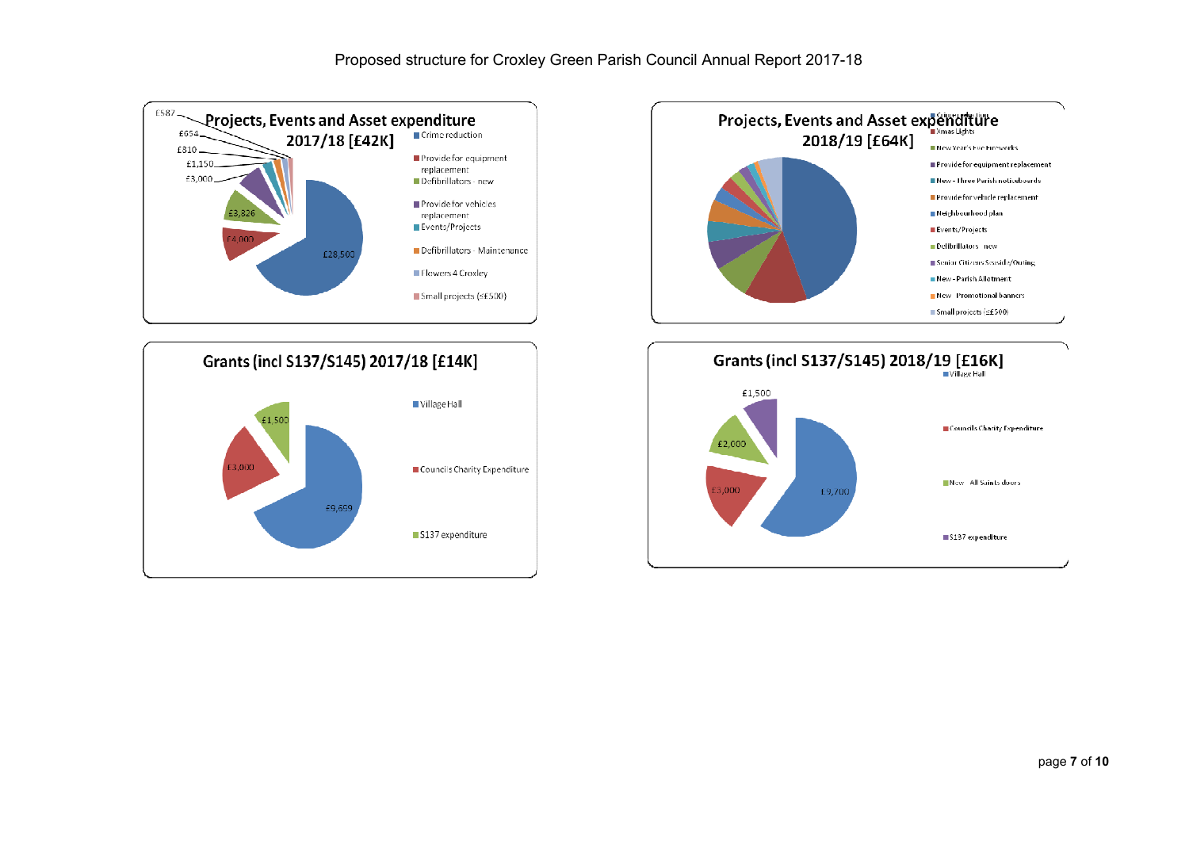Proposed structure for Croxley Green Parish Council Annual Report 2017-18

## Projects, Events and Asset expenditure 2017/18 [£42K]

- Crime reduction
- Provide for equipment replacement
- Defibrillators - new
- Provide for vehicles replacement
- Events/Projects
- Defibrillators - Maintenance
- Flowers 4 Croxley
- Small projects (≤£500)

£28,500; £4,000; £3,826; £3,000; £1,150; £810; £654; £587

## Projects, Events and Asset expenditure 2018/19 [£64K]

- Crime reduction
- Xmas Lights
- New Year's Fire Fireworks
- Provide for equipment replacement
- New - Three Parish noticeboards
- Provide for vehicle replacement
- Neighbourhood plan
- Events/Projects
- Defibrillators - new
- Senior Citizens Seaside/Outing
- New - Parish Allotment
- New - Promotional banners
- Small projects (≤£500)

## Grants (incl S137/S145) 2017/18 [£14K]

- Village Hall
- Councils Charity Expenditure
- S137 expenditure

£9,699; £3,000; £1,500

## Grants (incl S137/S145) 2018/19 [£16K]

- Village Hall
- Councils Charity Expenditure
- New - All Saints doors
- S137 expenditure

£9,700; £3,000; £2,000; £1,500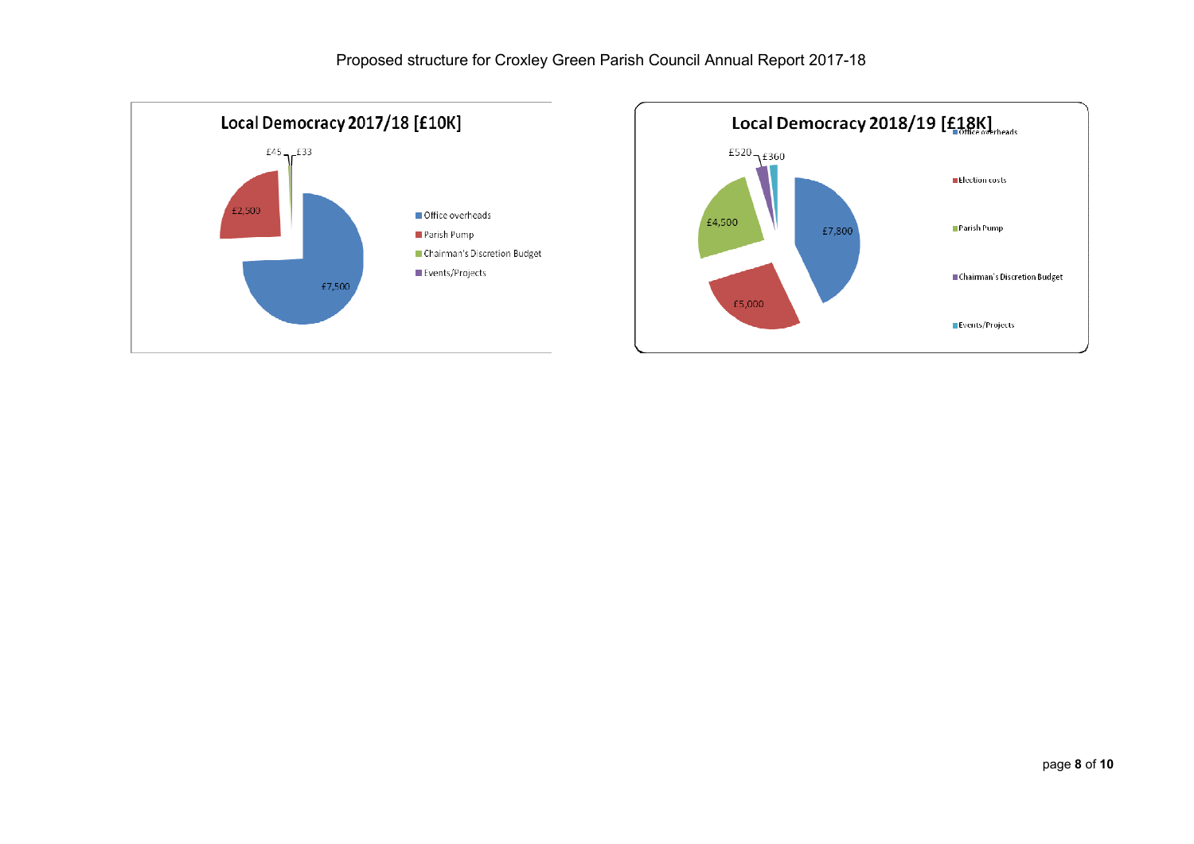Proposed structure for Croxley Green Parish Council Annual Report 2017-18

**Local Democracy 2017/18 [£10K]**

| Item | Amount |
| --- | --- |
| Office overheads | £7,500 |
| Parish Pump | £2,500 |
| Chairman's Discretion Budget | £45 |
| Events/Projects | £33 |

**Local Democracy 2018/19 [£18K]**

| Item | Amount |
| --- | --- |
| Office overheads | £7,800 |
| Election costs | £5,000 |
| Parish Pump | £4,500 |
| Chairman's Discretion Budget | £520 |
| Events/Projects | £360 |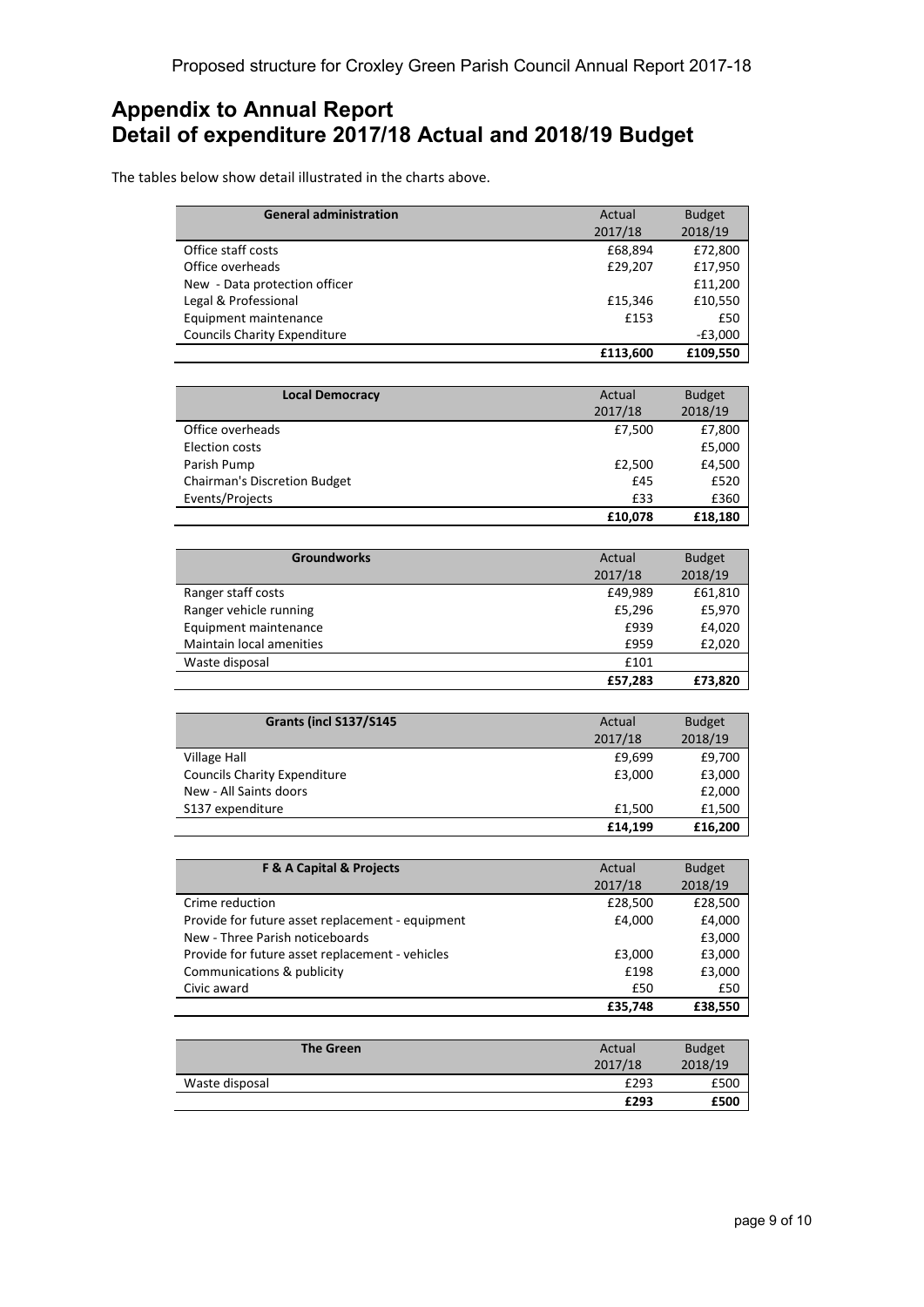# Appendix to Annual Report
# Detail of expenditure 2017/18 Actual and 2018/19 Budget

The tables below show detail illustrated in the charts above.

| General administration | Actual 2017/18 | Budget 2018/19 |
|---|---|---|
| Office staff costs | £68,894 | £72,800 |
| Office overheads | £29,207 | £17,950 |
| New - Data protection officer | | £11,200 |
| Legal & Professional | £15,346 | £10,550 |
| Equipment maintenance | £153 | £50 |
| Councils Charity Expenditure | | -£3,000 |
| | **£113,600** | **£109,550** |

| Local Democracy | Actual 2017/18 | Budget 2018/19 |
|---|---|---|
| Office overheads | £7,500 | £7,800 |
| Election costs | | £5,000 |
| Parish Pump | £2,500 | £4,500 |
| Chairman's Discretion Budget | £45 | £520 |
| Events/Projects | £33 | £360 |
| | **£10,078** | **£18,180** |

| Groundworks | Actual 2017/18 | Budget 2018/19 |
|---|---|---|
| Ranger staff costs | £49,989 | £61,810 |
| Ranger vehicle running | £5,296 | £5,970 |
| Equipment maintenance | £939 | £4,020 |
| Maintain local amenities | £959 | £2,020 |
| Waste disposal | £101 | |
| | **£57,283** | **£73,820** |

| Grants (incl S137/S145 | Actual 2017/18 | Budget 2018/19 |
|---|---|---|
| Village Hall | £9,699 | £9,700 |
| Councils Charity Expenditure | £3,000 | £3,000 |
| New - All Saints doors | | £2,000 |
| S137 expenditure | £1,500 | £1,500 |
| | **£14,199** | **£16,200** |

| F & A Capital & Projects | Actual 2017/18 | Budget 2018/19 |
|---|---|---|
| Crime reduction | £28,500 | £28,500 |
| Provide for future asset replacement - equipment | £4,000 | £4,000 |
| New - Three Parish noticeboards | | £3,000 |
| Provide for future asset replacement - vehicles | £3,000 | £3,000 |
| Communications & publicity | £198 | £3,000 |
| Civic award | £50 | £50 |
| | **£35,748** | **£38,550** |

| The Green | Actual 2017/18 | Budget 2018/19 |
|---|---|---|
| Waste disposal | £293 | £500 |
| | **£293** | **£500** |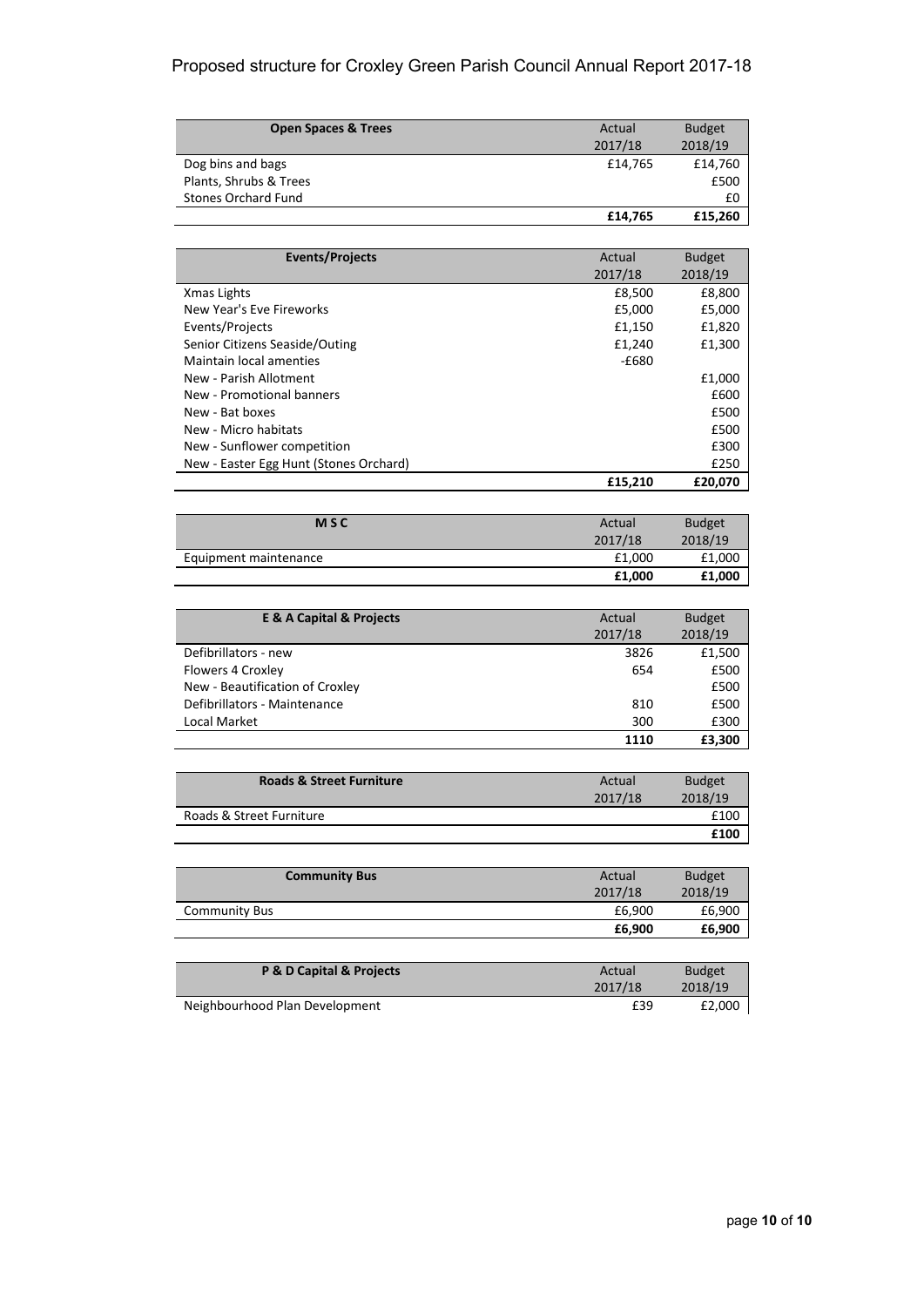| Open Spaces & Trees | Actual 2017/18 | Budget 2018/19 |
|---|---|---|
| Dog bins and bags | £14,765 | £14,760 |
| Plants, Shrubs & Trees | | £500 |
| Stones Orchard Fund | | £0 |
| | **£14,765** | **£15,260** |

| Events/Projects | Actual 2017/18 | Budget 2018/19 |
|---|---|---|
| Xmas Lights | £8,500 | £8,800 |
| New Year's Eve Fireworks | £5,000 | £5,000 |
| Events/Projects | £1,150 | £1,820 |
| Senior Citizens Seaside/Outing | £1,240 | £1,300 |
| Maintain local amenties | -£680 | |
| New - Parish Allotment | | £1,000 |
| New - Promotional banners | | £600 |
| New - Bat boxes | | £500 |
| New - Micro habitats | | £500 |
| New - Sunflower competition | | £300 |
| New - Easter Egg Hunt (Stones Orchard) | | £250 |
| | **£15,210** | **£20,070** |

| M S C | Actual 2017/18 | Budget 2018/19 |
|---|---|---|
| Equipment maintenance | £1,000 | £1,000 |
| | **£1,000** | **£1,000** |

| E & A Capital & Projects | Actual 2017/18 | Budget 2018/19 |
|---|---|---|
| Defibrillators - new | 3826 | £1,500 |
| Flowers 4 Croxley | 654 | £500 |
| New - Beautification of Croxley | | £500 |
| Defibrillators - Maintenance | 810 | £500 |
| Local Market | 300 | £300 |
| | **1110** | **£3,300** |

| Roads & Street Furniture | Actual 2017/18 | Budget 2018/19 |
|---|---|---|
| Roads & Street Furniture | | £100 |
| | | **£100** |

| Community Bus | Actual 2017/18 | Budget 2018/19 |
|---|---|---|
| Community Bus | £6,900 | £6,900 |
| | **£6,900** | **£6,900** |

| P & D Capital & Projects | Actual 2017/18 | Budget 2018/19 |
|---|---|---|
| Neighbourhood Plan Development | £39 | £2,000 |